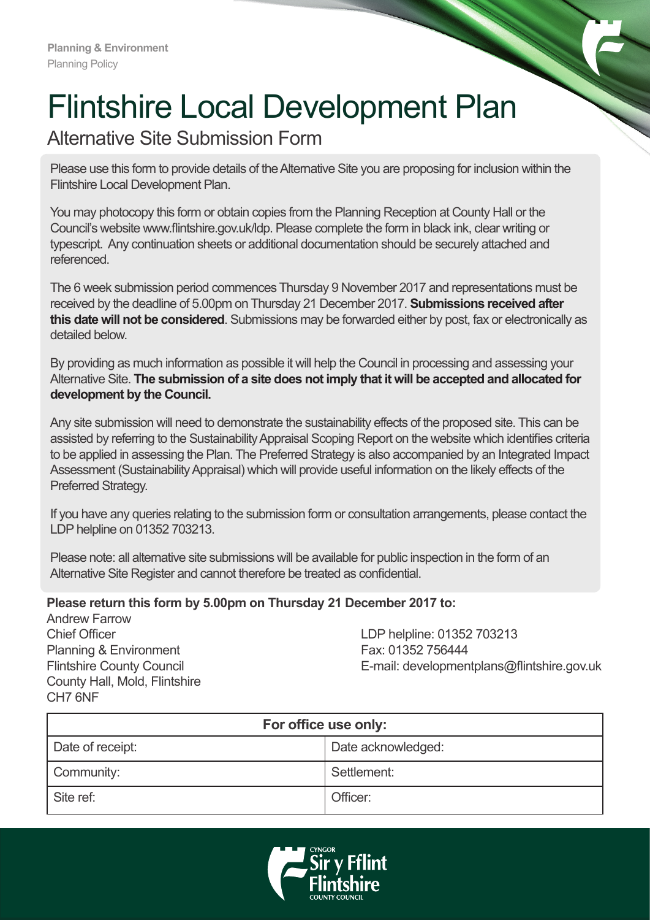**Planning & Environment**
Planning Policy

# Flintshire Local Development Plan

## Alternative Site Submission Form

Please use this form to provide details of the Alternative Site you are proposing for inclusion within the Flintshire Local Development Plan.

You may photocopy this form or obtain copies from the Planning Reception at County Hall or the Council's website www.flintshire.gov.uk/ldp. Please complete the form in black ink, clear writing or typescript. Any continuation sheets or additional documentation should be securely attached and referenced.

The 6 week submission period commences Thursday 9 November 2017 and representations must be received by the deadline of 5.00pm on Thursday 21 December 2017. **Submissions received after this date will not be considered**. Submissions may be forwarded either by post, fax or electronically as detailed below.

By providing as much information as possible it will help the Council in processing and assessing your Alternative Site. **The submission of a site does not imply that it will be accepted and allocated for development by the Council.**

Any site submission will need to demonstrate the sustainability effects of the proposed site. This can be assisted by referring to the Sustainability Appraisal Scoping Report on the website which identifies criteria to be applied in assessing the Plan. The Preferred Strategy is also accompanied by an Integrated Impact Assessment (Sustainability Appraisal) which will provide useful information on the likely effects of the Preferred Strategy.

If you have any queries relating to the submission form or consultation arrangements, please contact the LDP helpline on 01352 703213.

Please note: all alternative site submissions will be available for public inspection in the form of an Alternative Site Register and cannot therefore be treated as confidential.

**Please return this form by 5.00pm on Thursday 21 December 2017 to:**

Andrew Farrow
Chief Officer
Planning & Environment
Flintshire County Council
County Hall, Mold, Flintshire
CH7 6NF

LDP helpline: 01352 703213
Fax: 01352 756444
E-mail: developmentplans@flintshire.gov.uk

| For office use only: | |
|---|---|
| Date of receipt: | Date acknowledged: |
| Community: | Settlement: |
| Site ref: | Officer: |

Cyngor Sir y Fflint
Flintshire County Council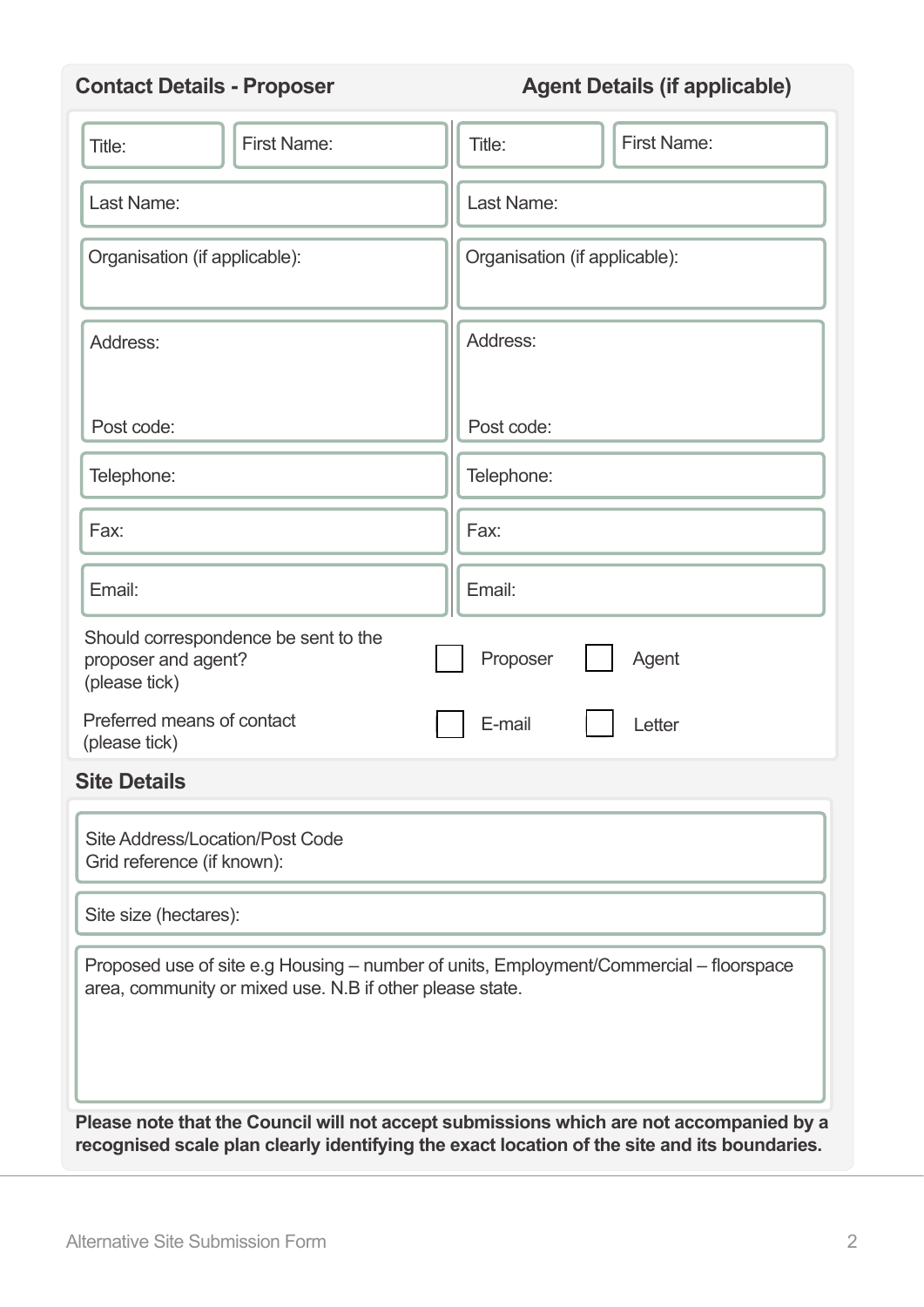## Contact Details - Proposer

| Field | |
|---|---|
| Title: | First Name: |
| Last Name: | |
| Organisation (if applicable): | |
| Address: | |
| Post code: | |
| Telephone: | |
| Fax: | |
| Email: | |

## Agent Details (if applicable)

| Field | |
|---|---|
| Title: | First Name: |
| Last Name: | |
| Organisation (if applicable): | |
| Address: | |
| Post code: | |
| Telephone: | |
| Fax: | |
| Email: | |

Should correspondence be sent to the proposer and agent? (please tick)

☐ Proposer ☐ Agent

Preferred means of contact (please tick)

☐ E-mail ☐ Letter

## Site Details

Site Address/Location/Post Code
Grid reference (if known):

Site size (hectares):

Proposed use of site e.g Housing – number of units, Employment/Commercial – floorspace area, community or mixed use. N.B if other please state.

**Please note that the Council will not accept submissions which are not accompanied by a recognised scale plan clearly identifying the exact location of the site and its boundaries.**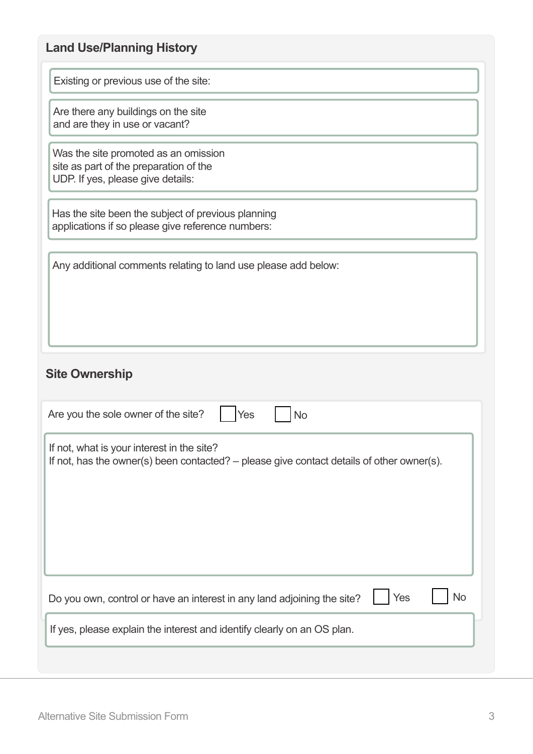## Land Use/Planning History

Existing or previous use of the site:

Are there any buildings on the site and are they in use or vacant?

Was the site promoted as an omission site as part of the preparation of the UDP. If yes, please give details:

Has the site been the subject of previous planning applications if so please give reference numbers:

Any additional comments relating to land use please add below:

## Site Ownership

Are you the sole owner of the site? ☐ Yes ☐ No

If not, what is your interest in the site?
If not, has the owner(s) been contacted? – please give contact details of other owner(s).

Do you own, control or have an interest in any land adjoining the site? ☐ Yes ☐ No

If yes, please explain the interest and identify clearly on an OS plan.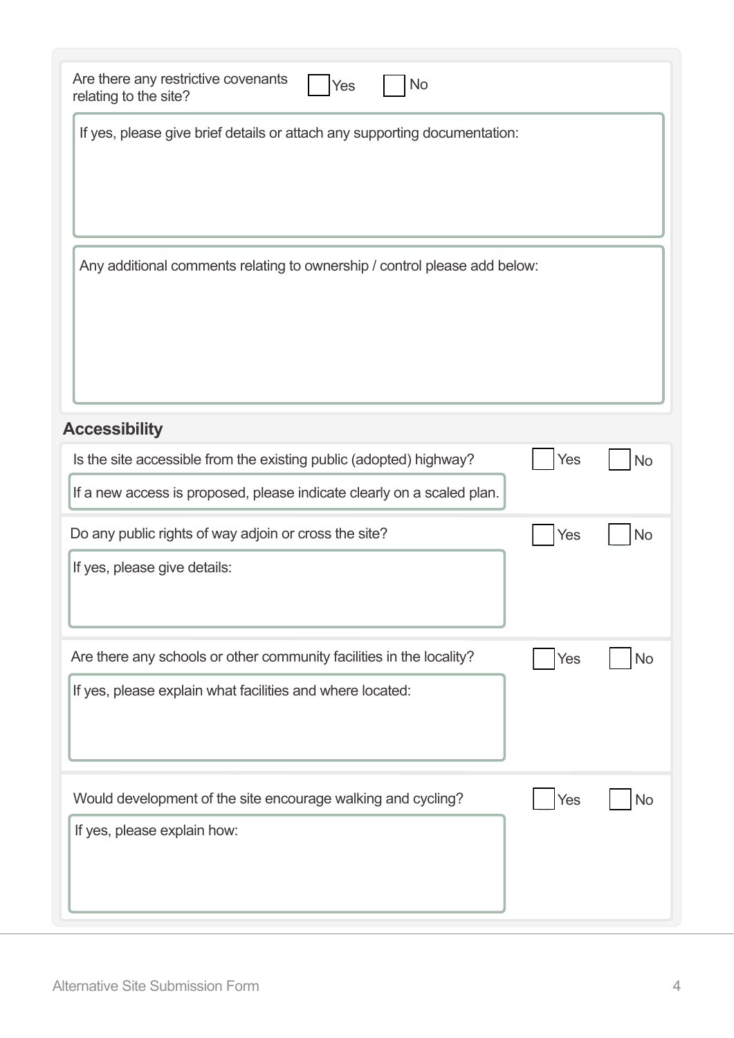Are there any restrictive covenants relating to the site? ☐ Yes ☐ No

If yes, please give brief details or attach any supporting documentation:

Any additional comments relating to ownership / control please add below:

## Accessibility

Is the site accessible from the existing public (adopted) highway? ☐ Yes ☐ No

If a new access is proposed, please indicate clearly on a scaled plan.

Do any public rights of way adjoin or cross the site? ☐ Yes ☐ No

If yes, please give details:

Are there any schools or other community facilities in the locality? ☐ Yes ☐ No

If yes, please explain what facilities and where located:

Would development of the site encourage walking and cycling? ☐ Yes ☐ No

If yes, please explain how: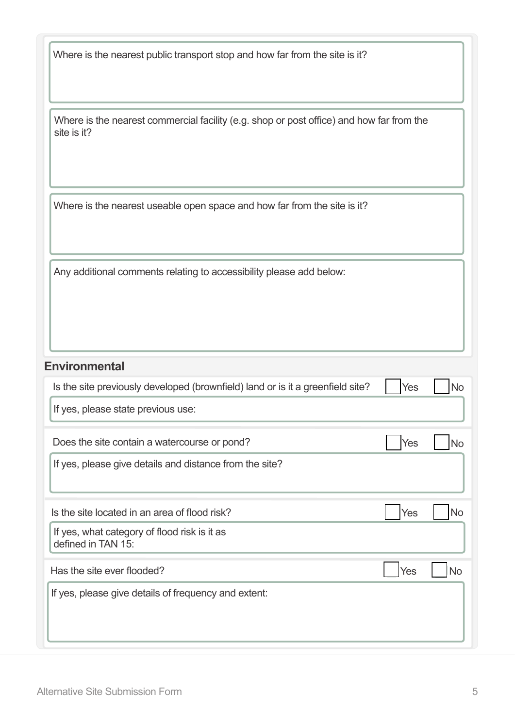Where is the nearest public transport stop and how far from the site is it?

Where is the nearest commercial facility (e.g. shop or post office) and how far from the site is it?

Where is the nearest useable open space and how far from the site is it?

Any additional comments relating to accessibility please add below:

## Environmental

Is the site previously developed (brownfield) land or is it a greenfield site? ☐ Yes ☐ No

If yes, please state previous use:

Does the site contain a watercourse or pond? ☐ Yes ☐ No

If yes, please give details and distance from the site?

Is the site located in an area of flood risk? ☐ Yes ☐ No

If yes, what category of flood risk is it as defined in TAN 15:

Has the site ever flooded? ☐ Yes ☐ No

If yes, please give details of frequency and extent: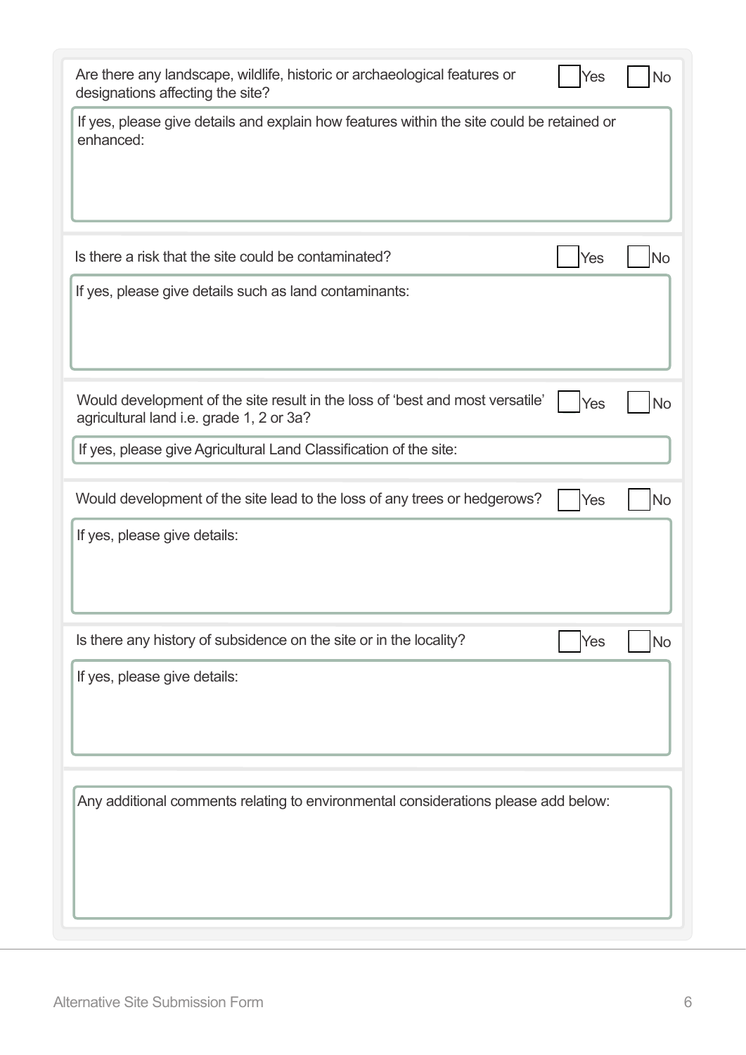Are there any landscape, wildlife, historic or archaeological features or designations affecting the site? ☐ Yes ☐ No

If yes, please give details and explain how features within the site could be retained or enhanced:

Is there a risk that the site could be contaminated? ☐ Yes ☐ No

If yes, please give details such as land contaminants:

Would development of the site result in the loss of 'best and most versatile' agricultural land i.e. grade 1, 2 or 3a? ☐ Yes ☐ No

If yes, please give Agricultural Land Classification of the site:

Would development of the site lead to the loss of any trees or hedgerows? ☐ Yes ☐ No

If yes, please give details:

Is there any history of subsidence on the site or in the locality? ☐ Yes ☐ No

If yes, please give details:

Any additional comments relating to environmental considerations please add below: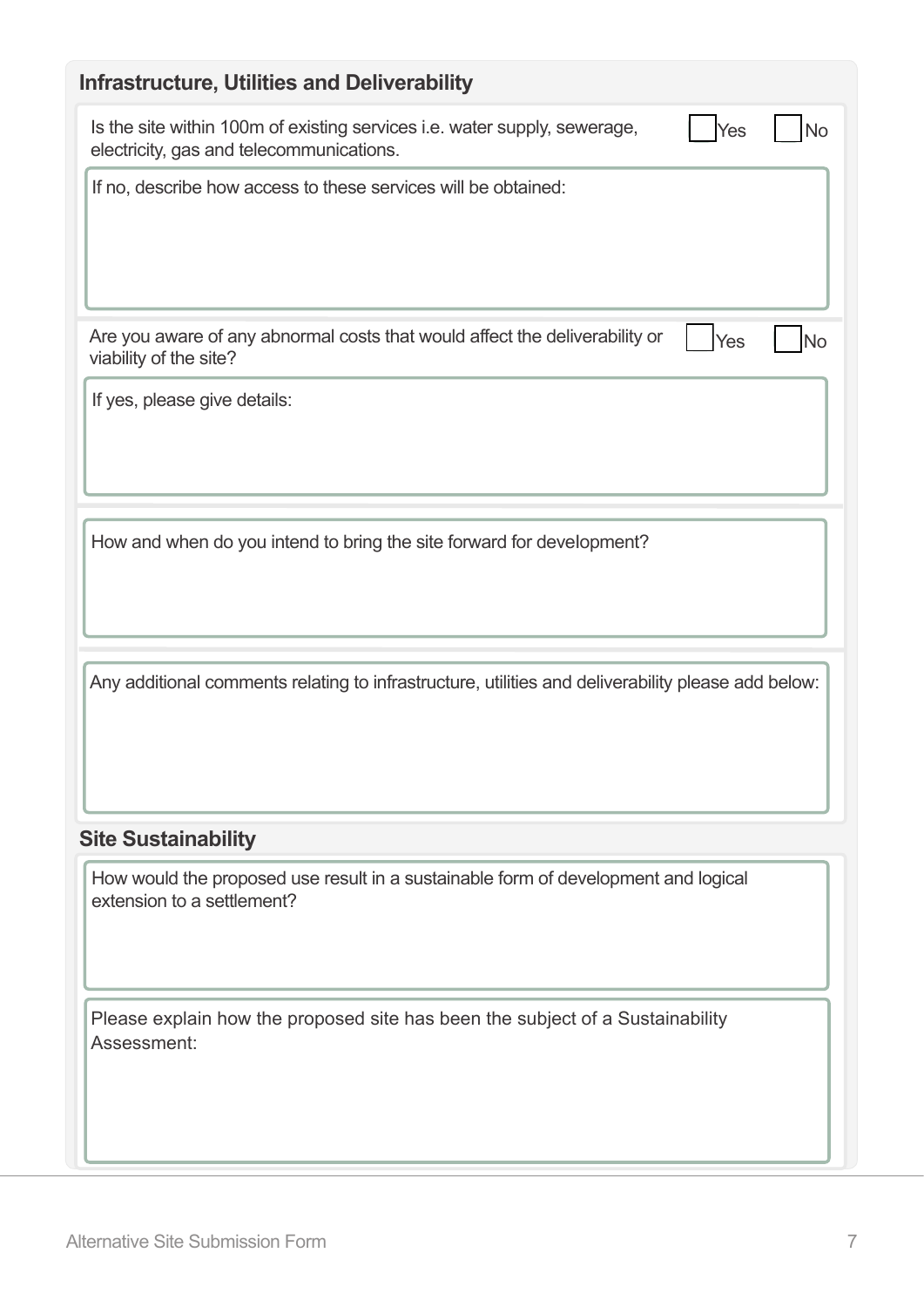## Infrastructure, Utilities and Deliverability

Is the site within 100m of existing services i.e. water supply, sewerage, electricity, gas and telecommunications.

☐ Yes ☐ No

If no, describe how access to these services will be obtained:

Are you aware of any abnormal costs that would affect the deliverability or viability of the site?

☐ Yes ☐ No

If yes, please give details:

How and when do you intend to bring the site forward for development?

Any additional comments relating to infrastructure, utilities and deliverability please add below:

## Site Sustainability

How would the proposed use result in a sustainable form of development and logical extension to a settlement?

Please explain how the proposed site has been the subject of a Sustainability Assessment: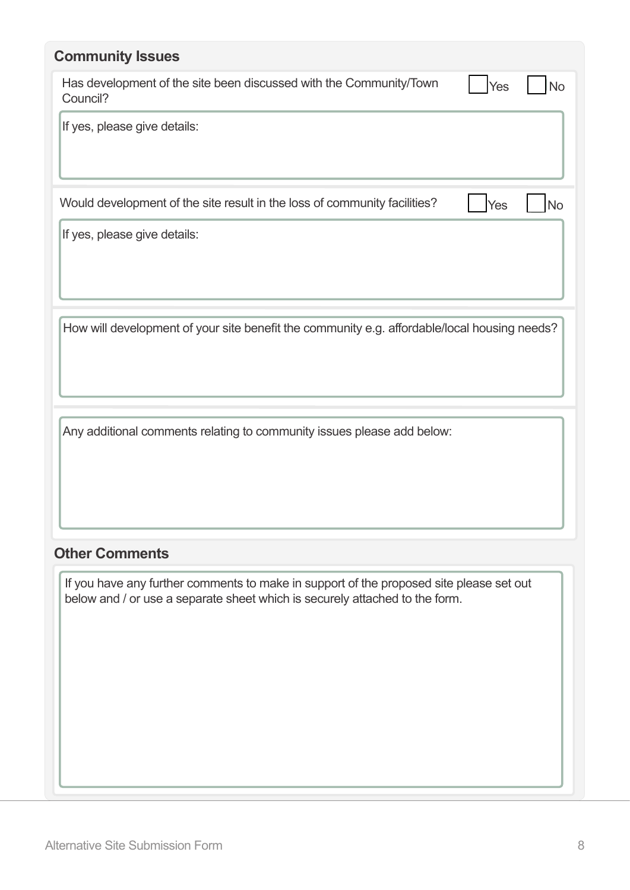## Community Issues

Has development of the site been discussed with the Community/Town Council? ☐ Yes ☐ No

If yes, please give details:

Would development of the site result in the loss of community facilities? ☐ Yes ☐ No

If yes, please give details:

How will development of your site benefit the community e.g. affordable/local housing needs?

Any additional comments relating to community issues please add below:

## Other Comments

If you have any further comments to make in support of the proposed site please set out below and / or use a separate sheet which is securely attached to the form.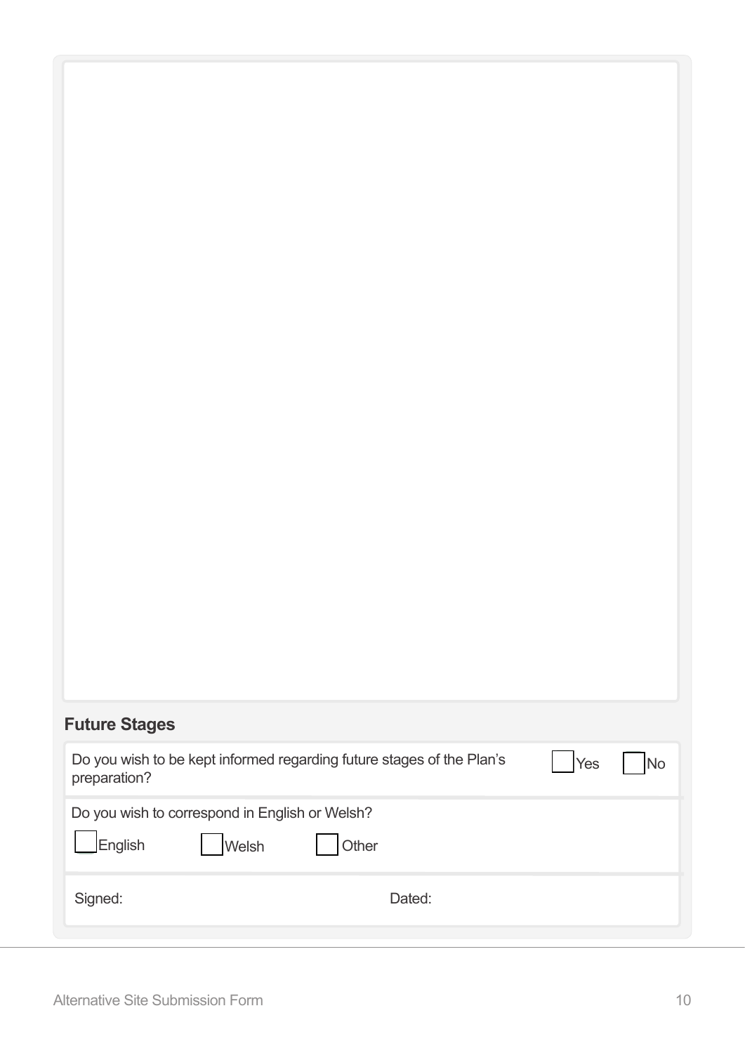## Future Stages

Do you wish to be kept informed regarding future stages of the Plan's preparation?

☐ Yes ☐ No

Do you wish to correspond in English or Welsh?

☐ English ☐ Welsh ☐ Other

Signed: Dated: